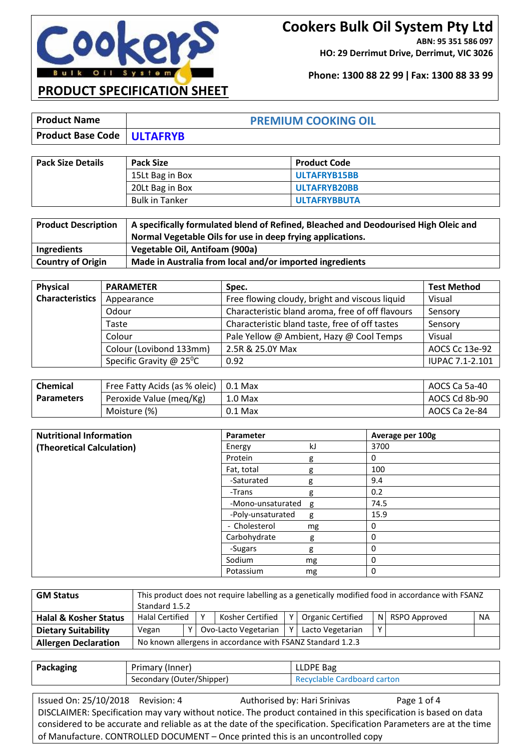# Cookers Bulk Oil System Pty Ltd

**ABN: 95 351 586 097**

**HO: 29 Derrimut Drive, Derrimut, VIC 3026**

**Phone: 1300 88 22 99 | Fax: 1300 88 33 99**

## PRODUCT SPECIFICATION SHEET

| | |
|---|---|
| **Product Name** | **PREMIUM COOKING OIL** |
| **Product Base Code** | **ULTAFRYB** |

| **Pack Size Details** | **Pack Size** | **Product Code** |
|---|---|---|
| | 15Lt Bag in Box | **ULTAFRYB15BB** |
| | 20Lt Bag in Box | **ULTAFRYB20BB** |
| | Bulk in Tanker | **ULTAFRYBBUTA** |

| | |
|---|---|
| **Product Description** | **A specifically formulated blend of Refined, Bleached and Deodoursed High Oleic and Normal Vegetable Oils for use in deep frying applications.** |
| **Ingredients** | **Vegetable Oil, Antifoam (900a)** |
| **Country of Origin** | **Made in Australia from local and/or imported ingredients** |

| **Physical Characteristics** | **PARAMETER** | **Spec.** | **Test Method** |
|---|---|---|---|
| | Appearance | Free flowing cloudy, bright and viscous liquid | Visual |
| | Odour | Characteristic bland aroma, free of off flavours | Sensory |
| | Taste | Characteristic bland taste, free of off tastes | Sensory |
| | Colour | Pale Yellow @ Ambient, Hazy @ Cool Temps | Visual |
| | Colour (Lovibond 133mm) | 2.5R & 25.0Y Max | AOCS Cc 13e-92 |
| | Specific Gravity @ $25^0$C | 0.92 | IUPAC 7.1-2.101 |

| | | | |
|---|---|---|---|
| **Chemical Parameters** | Free Fatty Acids (as % oleic) | 0.1 Max | AOCS Ca 5a-40 |
| | Peroxide Value (meq/Kg) | 1.0 Max | AOCS Cd 8b-90 |
| | Moisture (%) | 0.1 Max | AOCS Ca 2e-84 |

| **Nutritional Information (Theoretical Calculation)** | **Parameter** | | **Average per 100g** |
|---|---|---|---|
| | Energy | kJ | 3700 |
| | Protein | g | 0 |
| | Fat, total | g | 100 |
| | -Saturated | g | 9.4 |
| | -Trans | g | 0.2 |
| | -Mono-unsaturated | g | 74.5 |
| | -Poly-unsaturated | g | 15.9 |
| | - Cholesterol | mg | 0 |
| | Carbohydrate | g | 0 |
| | -Sugars | g | 0 |
| | Sodium | mg | 0 |
| | Potassium | mg | 0 |

| | | | | | | | | |
|---|---|---|---|---|---|---|---|---|
| **GM Status** | This product does not require labelling as a genetically modified food in accordance with FSANZ Standard 1.5.2 | | | | | | | |
| **Halal & Kosher Status** | Halal Certified | Y | Kosher Certified | Y | Organic Certified | N | RSPO Approved | NA |
| **Dietary Suitability** | Vegan | Y | Ovo-Lacto Vegetarian | Y | Lacto Vegetarian | Y | | |
| **Allergen Declaration** | No known allergens in accordance with FSANZ Standard 1.2.3 | | | | | | | |

| | | |
|---|---|---|
| **Packaging** | Primary (Inner) | LLDPE Bag |
| | Secondary (Outer/Shipper) | Recyclable Cardboard carton |

Issued On: 25/10/2018 Revision: 4 Authorised by: Hari Srinivas

DISCLAIMER: Specification may vary without notice. The product contained in this specification is based on data considered to be accurate and reliable as at the date of the specification. Specification Parameters are at the time of Manufacture. CONTROLLED DOCUMENT – Once printed this is an uncontrolled copy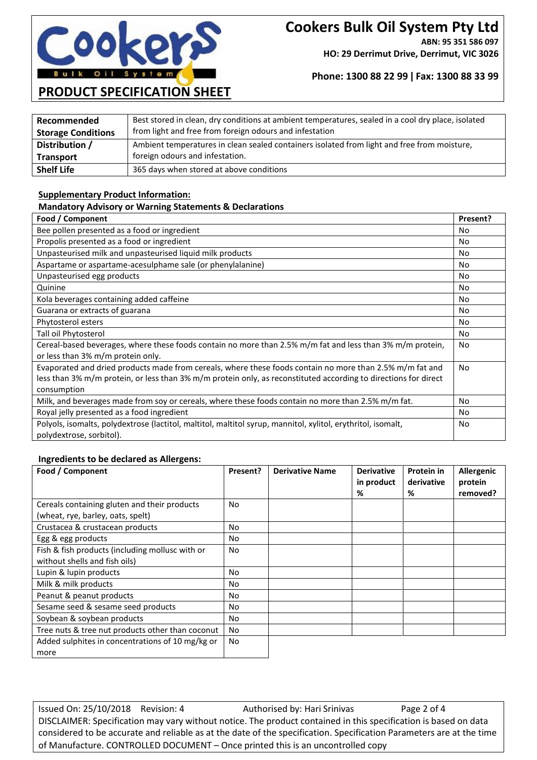# Cookers Bulk Oil System Pty Ltd

**ABN: 95 351 586 097**

**HO: 29 Derrimut Drive, Derrimut, VIC 3026**

**Phone: 1300 88 22 99 | Fax: 1300 88 33 99**

## PRODUCT SPECIFICATION SHEET

| | |
|---|---|
| **Recommended Storage Conditions** | Best stored in clean, dry conditions at ambient temperatures, sealed in a cool dry place, isolated from light and free from foreign odours and infestation |
| **Distribution / Transport** | Ambient temperatures in clean sealed containers isolated from light and free from moisture, foreign odours and infestation. |
| **Shelf Life** | 365 days when stored at above conditions |

**Supplementary Product Information:**

**Mandatory Advisory or Warning Statements & Declarations**

| Food / Component | Present? |
|---|---|
| Bee pollen presented as a food or ingredient | No |
| Propolis presented as a food or ingredient | No |
| Unpasteurised milk and unpasteurised liquid milk products | No |
| Aspartame or aspartame-acesulphame sale (or phenylalanine) | No |
| Unpasteurised egg products | No |
| Quinine | No |
| Kola beverages containing added caffeine | No |
| Guarana or extracts of guarana | No |
| Phytosterol esters | No |
| Tall oil Phytosterol | No |
| Cereal-based beverages, where these foods contain no more than 2.5% m/m fat and less than 3% m/m protein, or less than 3% m/m protein only. | No |
| Evaporated and dried products made from cereals, where these foods contain no more than 2.5% m/m fat and less than 3% m/m protein, or less than 3% m/m protein only, as reconstituted according to directions for direct consumption | No |
| Milk, and beverages made from soy or cereals, where these foods contain no more than 2.5% m/m fat. | No |
| Royal jelly presented as a food ingredient | No |
| Polyols, isomalts, polydextrose (lactitol, maltitol, maltitol syrup, mannitol, xylitol, erythritol, isomalt, polydextrose, sorbitol). | No |

**Ingredients to be declared as Allergens:**

| Food / Component | Present? | Derivative Name | Derivative in product % | Protein in derivative % | Allergenic protein removed? |
|---|---|---|---|---|---|
| Cereals containing gluten and their products (wheat, rye, barley, oats, spelt) | No | | | | |
| Crustacea & crustacean products | No | | | | |
| Egg & egg products | No | | | | |
| Fish & fish products (including mollusc with or without shells and fish oils) | No | | | | |
| Lupin & lupin products | No | | | | |
| Milk & milk products | No | | | | |
| Peanut & peanut products | No | | | | |
| Sesame seed & sesame seed products | No | | | | |
| Soybean & soybean products | No | | | | |
| Tree nuts & tree nut products other than coconut | No | | | | |
| Added sulphites in concentrations of 10 mg/kg or more | No | | | | |

Issued On: 25/10/2018 Revision: 4 Authorised by: Hari Srinivas

DISCLAIMER: Specification may vary without notice. The product contained in this specification is based on data considered to be accurate and reliable as at the date of the specification. Specification Parameters are at the time of Manufacture. CONTROLLED DOCUMENT – Once printed this is an uncontrolled copy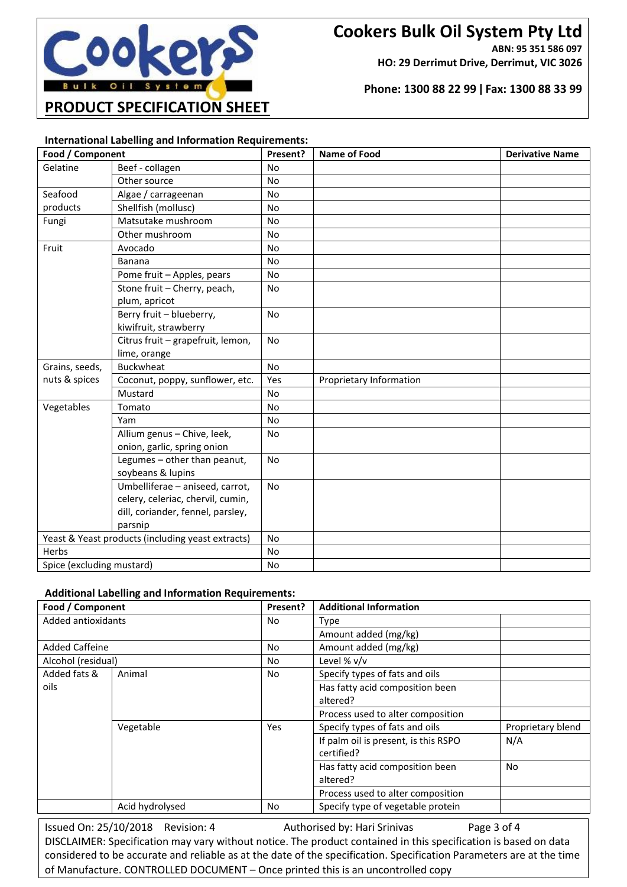# Cookers Bulk Oil System Pty Ltd

**ABN: 95 351 586 097**

**HO: 29 Derrimut Drive, Derrimut, VIC 3026**

**Phone: 1300 88 22 99 | Fax: 1300 88 33 99**

## PRODUCT SPECIFICATION SHEET

**International Labelling and Information Requirements:**

| Food / Component | | Present? | Name of Food | Derivative Name |
|---|---|---|---|---|
| Gelatine | Beef - collagen | No | | |
| | Other source | No | | |
| Seafood products | Algae / carrageenan | No | | |
| | Shellfish (mollusc) | No | | |
| Fungi | Matsutake mushroom | No | | |
| | Other mushroom | No | | |
| Fruit | Avocado | No | | |
| | Banana | No | | |
| | Pome fruit – Apples, pears | No | | |
| | Stone fruit – Cherry, peach, plum, apricot | No | | |
| | Berry fruit – blueberry, kiwifruit, strawberry | No | | |
| | Citrus fruit – grapefruit, lemon, lime, orange | No | | |
| Grains, seeds, nuts & spices | Buckwheat | No | | |
| | Coconut, poppy, sunflower, etc. | Yes | Proprietary Information | |
| | Mustard | No | | |
| Vegetables | Tomato | No | | |
| | Yam | No | | |
| | Allium genus – Chive, leek, onion, garlic, spring onion | No | | |
| | Legumes – other than peanut, soybeans & lupins | No | | |
| | Umbelliferae – aniseed, carrot, celery, celeriac, chervil, cumin, dill, coriander, fennel, parsley, parsnip | No | | |
| Yeast & Yeast products (including yeast extracts) | | No | | |
| Herbs | | No | | |
| Spice (excluding mustard) | | No | | |

**Additional Labelling and Information Requirements:**

| Food / Component | | Present? | Additional Information | |
|---|---|---|---|---|
| Added antioxidants | | No | Type | |
| | | | Amount added (mg/kg) | |
| Added Caffeine | | No | Amount added (mg/kg) | |
| Alcohol (residual) | | No | Level % v/v | |
| Added fats & oils | Animal | No | Specify types of fats and oils | |
| | | | Has fatty acid composition been altered? | |
| | | | Process used to alter composition | |
| | Vegetable | Yes | Specify types of fats and oils | Proprietary blend |
| | | | If palm oil is present, is this RSPO certified? | N/A |
| | | | Has fatty acid composition been altered? | No |
| | | | Process used to alter composition | |
| | Acid hydrolysed | No | Specify type of vegetable protein | |

Issued On: 25/10/2018 Revision: 4 Authorised by: Hari Srinivas

DISCLAIMER: Specification may vary without notice. The product contained in this specification is based on data considered to be accurate and reliable as at the date of the specification. Specification Parameters are at the time of Manufacture. CONTROLLED DOCUMENT – Once printed this is an uncontrolled copy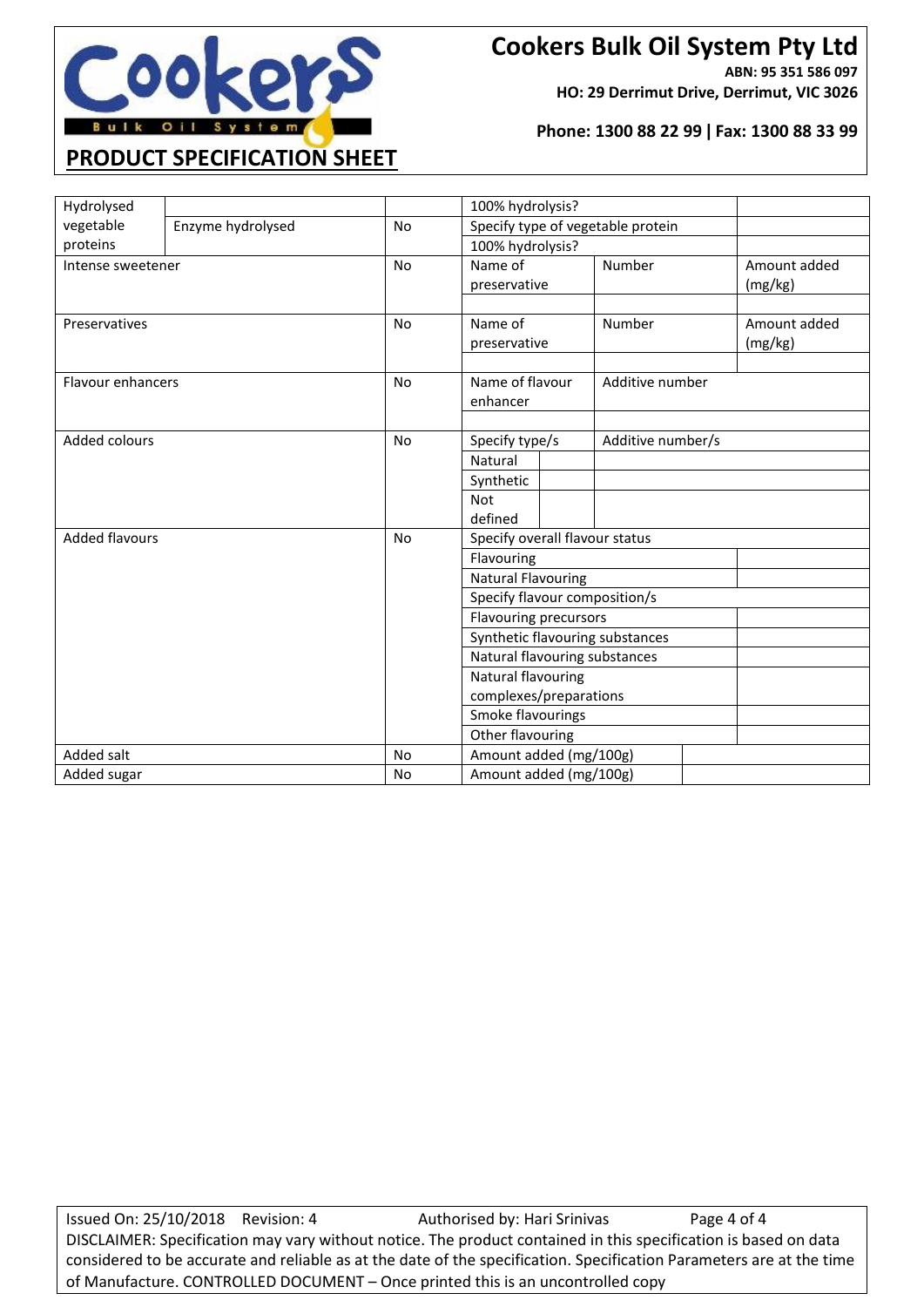**Cookers Bulk Oil System Pty Ltd**
ABN: 95 351 586 097
HO: 29 Derrimut Drive, Derrimut, VIC 3026
Phone: 1300 88 22 99 | Fax: 1300 88 33 99

## PRODUCT SPECIFICATION SHEET

| | | | | | |
|---|---|---|---|---|---|
| Hydrolysed vegetable proteins | | | 100% hydrolysis? | | |
| | Enzyme hydrolysed | No | Specify type of vegetable protein | | |
| | | | 100% hydrolysis? | | |
| Intense sweetener | | No | Name of preservative | Number | Amount added (mg/kg) |
| | | | | | |
| Preservatives | | No | Name of preservative | Number | Amount added (mg/kg) |
| | | | | | |
| Flavour enhancers | | No | Name of flavour enhancer | Additive number | |
| | | | | | |
| Added colours | | No | Specify type/s | Additive number/s | |
| | | | Natural | | |
| | | | Synthetic | | |
| | | | Not defined | | |
| Added flavours | | No | Specify overall flavour status | | |
| | | | Flavouring | | |
| | | | Natural Flavouring | | |
| | | | Specify flavour composition/s | | |
| | | | Flavouring precursors | | |
| | | | Synthetic flavouring substances | | |
| | | | Natural flavouring substances | | |
| | | | Natural flavouring complexes/preparations | | |
| | | | Smoke flavourings | | |
| | | | Other flavouring | | |
| Added salt | | No | Amount added (mg/100g) | | |
| Added sugar | | No | Amount added (mg/100g) | | |

Issued On: 25/10/2018 Revision: 4 Authorised by: Hari Srinivas

DISCLAIMER: Specification may vary without notice. The product contained in this specification is based on data considered to be accurate and reliable as at the date of the specification. Specification Parameters are at the time of Manufacture. CONTROLLED DOCUMENT – Once printed this is an uncontrolled copy